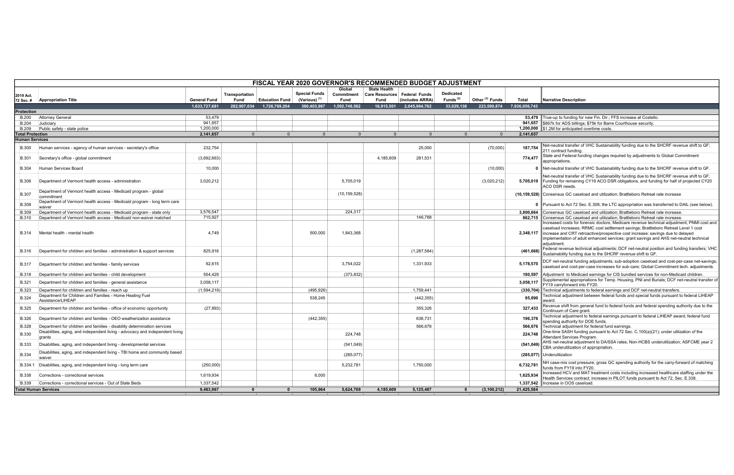# FISCAL YEAR 2020 GOVERNOR'S RECOMMENDED BUDGET ADJUSTMENT

| 2019 Act. 72 Sec. # | Appropriation Title | General Fund | Transportation Fund | Education Fund | Special Funds (Various) [1] | Global Commitment Fund | State Health Care Resources Fund | Federal Funds (includes ARRA) | Dedicated Funds [2] | Other [3] Funds | Total | Narrative Description |
|---|---|---|---|---|---|---|---|---|---|---|---|---|
| | | 1,633,727,681 | 282,907,034 | 1,726,769,204 | 380,403,987 | 1,592,748,562 | 16,915,501 | 2,045,964,762 | 33,029,138 | 223,590,874 | 7,936,056,743 | |
| **Protection** | | | | | | | | | | | | |
| B.200 | Attorney General | 53,479 | | | | | | | | | 53,479 | True-up to funding for new Fin. Dir.; FFS increase at Costello. |
| B.204 | Judiciary | 941,657 | | | | | | | | | 941,657 | $867k for ADS billings; $75k for Barre Courthouse security. |
| B.209 | Public safety - state police | 1,200,000 | | | | | | | | | 1,200,000 | $1.2M for anticipated overtime costs. |
| **Total Protection** | | 2,141,657 | 0 | 0 | 0 | 0 | 0 | 0 | 0 | 0 | 2,141,657 | |
| **Human Services** | | | | | | | | | | | | |
| B.300 | Human services - agency of human services - secretary's office | 232,754 | | | | | | 25,000 | | (70,000) | 187,754 | Net-neutral transfer of VHC Sustainability funding due to the SHCRF revenue shift to GF; 211 contract funding. |
| B.301 | Secretary's office - global commitment | (3,692,663) | | | | | 4,185,609 | 281,531 | | | 774,477 | State and Federal funding changes required by adjustments to Global Commitment appropriations. |
| B.304 | Human Services Board | 10,000 | | | | | | | | (10,000) | 0 | Net-neutral transfer of VHC Sustainability funding due to the SHCRF revenue shift to GF. |
| B.306 | Department of Vermont health access - administration | 3,020,212 | | | | 5,705,019 | | | | (3,020,212) | 5,705,019 | Net-neutral transfer of VHC Sustainability funding due to the SHCRF revenue shift to GF; Funding for remaining CY19 ACO DSR obligations, and funding for half of projected CY20 ACO DSR needs. |
| B.307 | Department of Vermont health access - Medicaid program - global commitment | | | | | (10,159,528) | | | | | (10,159,528) | Consensus GC caseload and utilization; Brattleboro Retreat rate increase |
| B.308 | Department of Vermont health access - Medicaid program - long term care waiver | | | | | | | | | | 0 | Pursuant to Act 72 Sec. E.308, the LTC appropriation was transferred to DAIL (see below). |
| B.309 | Department of Vermont health access - Medicaid program - state only | 3,576,547 | | | | 224,317 | | | | | 3,800,864 | Consensus GC caseload and utilization; Brattleboro Retreat rate increase. |
| B.310 | Department of Vermont health access - Medicaid non-waiver matched | 715,927 | | | | | | 146,788 | | | 862,715 | Consensus GC caseload and utilization; Brattleboro Retreat rate increase. |
| B.314 | Mental health - mental health | 4,749 | | | 500,000 | 1,843,368 | | | | | 2,348,117 | Increased costs for forensic doctors; Medicare revenue technical adjustment; PNMI cost and caseload increases; RRMC cost settlement savings; Brattleboro Retreat Level 1 cost increase and CRT retroactive/prospective cost increase; savings due to delayed implementation of adult enhanced services; grant savings and AHS net-neutral technical adjustment. |
| B.316 | Department for children and families - administration & support services | 825,916 | | | | | | (1,287,584) | | | (461,668) | Federal revenue technical adjustments; DCF net-neutral position and funding transfers; VHC Sustainability funding due to the SHCRF revenue shift to GF. |
| B.317 | Department for children and families - family services | 92,615 | | | | 3,754,022 | | 1,331,933 | | | 5,178,570 | DCF net-neutral funding adjustments; sub-adoption caseload and cost-per-case net-savings; caseload and cost-per-case increases for sub-care; Global Commitment tech. adjustments. |
| B.318 | Department for children and families - child development | 554,429 | | | | (373,832) | | | | | 180,597 | Adjustment to Medicaid earnings for CIS bundled services for non-Medicaid children. |
| B.321 | Department for children and families - general assistance | 3,058,117 | | | | | | | | | 3,058,117 | Supplemental appropriations for Temp. Housing, PNI and Burials; DCF net-neutral transfer of FY19 carryforward into FY20. |
| B.323 | Department for children and families - reach up | (1,594,219) | | | (495,926) | | | 1,759,441 | | | (330,704) | Technical adjustments to federal earnings and DCF net-neutral transfers. |
| B.324 | Department for Children and Families - Home Heating Fuel Assistance/LIHEAP | | | | 538,245 | | | (442,355) | | | 95,890 | Technical adjustment between federal funds and special funds pursuant to federal LIHEAP award. |
| B.325 | Department for children and families - office of economic opportunity | (27,893) | | | | | | 355,326 | | | 327,433 | Revenue shift from general fund to federal funds and federal spending authority due to the Continuum of Care grant. |
| B.326 | Department for children and families - OEO weatherization assistance | | | | (442,355) | | | 638,731 | | | 196,376 | Technical adjustment to federal earnings pursuant to federal LIHEAP award; federal fund spending authority for DOE funds. |
| B.328 | Department for children and families - disability determination services | | | | | | | 566,676 | | | 566,676 | Technical adjustment for federal fund earnings. |
| B.330 | Disabilities, aging, and independent living - advocacy and independent living grants | | | | | 224,748 | | | | | 224,748 | One-time SASH funding pursuant to Act 72 Sec. C.100(a)(21); under utilization of the Attendant Services Program. |
| B.333 | Disabilities, aging, and independent living - developmental services | | | | | (541,049) | | | | | (541,049) | AHS net-neutral adjustment to DA/SSA rates; Non-HCBS underutilization; ASFCME year 2 CBA underutilization of appropriation. |
| B.334 | Disabilities, aging, and independent living - TBI home and community based waiver | | | | | (285,077) | | | | | (285,077) | Underutilization |
| B.334.1 | Disabilities, aging, and independent living - long term care | (250,000) | | | | 5,232,781 | | 1,750,000 | | | 6,732,781 | NH case-mix cost pressure; gross GC spending authority for the carry-forward of matching funds from FY19 into FY20. |
| B.338 | Corrections - correctional services | 1,619,934 | | | 6,000 | | | | | | 1,625,934 | Increased HCV and MAT treatment costs including increased healthcare staffing under the Health Services contract; increase in PILOT funds pursuant to Act 72, Sec. E.338. |
| B.339 | Corrections - correctional services - Out of State Beds | 1,337,542 | | | | | | | | | 1,337,542 | Increase in OOS caseload. |
| **Total Human Services** | | 9,483,967 | 0 | 0 | 105,964 | 5,624,769 | 4,185,609 | 5,125,487 | 0 | (3,100,212) | 21,425,584 | |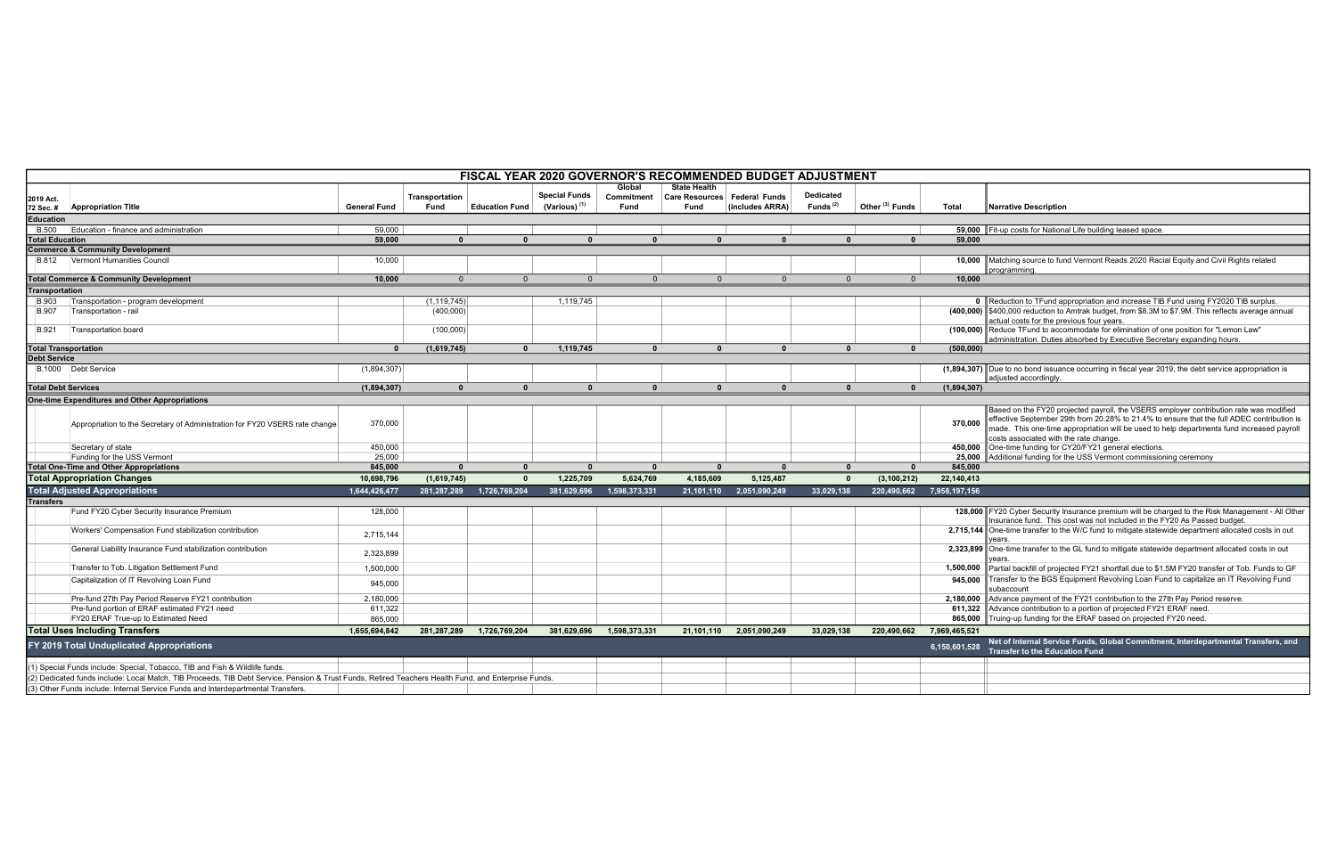## FISCAL YEAR 2020 GOVERNOR'S RECOMMENDED BUDGET ADJUSTMENT

| 2019 Act. 72 Sec. # | Appropriation Title | General Fund | Transportation Fund | Education Fund | Special Funds (Various) [1] | Global Commitment Fund | State Health Care Resources Fund | Federal Funds (includes ARRA) | Dedicated Funds [2] | Other [3] Funds | Total | Narrative Description |
|---|---|---|---|---|---|---|---|---|---|---|---|---|
| **Education** | | | | | | | | | | | | |
| B.500 | Education - finance and administration | 59,000 | | | | | | | | | 59,000 | Fit-up costs for National Life building leased space. |
| **Total Education** | | **59,000** | **0** | **0** | **0** | **0** | **0** | **0** | **0** | **0** | **59,000** | |
| **Commerce & Community Development** | | | | | | | | | | | | |
| B.812 | Vermont Humanities Council | 10,000 | | | | | | | | | 10,000 | Matching source to fund Vermont Reads 2020 Racial Equity and Civil Rights related programming. |
| **Total Commerce & Community Development** | | **10,000** | 0 | 0 | 0 | 0 | 0 | 0 | 0 | 0 | **10,000** | |
| **Transportation** | | | | | | | | | | | | |
| B.903 | Transportation - program development | | (1,119,745) | | 1,119,745 | | | | | | 0 | Reduction to TFund appropriation and increase TIB Fund using FY2020 TIB surplus. |
| B.907 | Transportation - rail | | (400,000) | | | | | | | | (400,000) | $400,000 reduction to Amtrak budget, from $8.3M to $7.9M. This reflects average annual actual costs for the previous four years. |
| B.921 | Transportation board | | (100,000) | | | | | | | | (100,000) | Reduce TFund to accommodate for elimination of one position for "Lemon Law" administration. Duties absorbed by Executive Secretary expanding hours. |
| **Total Transportation** | | **0** | **(1,619,745)** | **0** | **1,119,745** | **0** | **0** | **0** | **0** | **0** | **(500,000)** | |
| **Debt Service** | | | | | | | | | | | | |
| B.1000 | Debt Service | (1,894,307) | | | | | | | | | (1,894,307) | Due to no bond issuance occurring in fiscal year 2019, the debt service appropriation is adjusted accordingly. |
| **Total Debt Services** | | **(1,894,307)** | **0** | **0** | **0** | **0** | **0** | **0** | **0** | **0** | **(1,894,307)** | |
| **One-time Expenditures and Other Appropriations** | | | | | | | | | | | | |
| | Appropriation to the Secretary of Administration for FY20 VSERS rate change | 370,000 | | | | | | | | | 370,000 | Based on the FY20 projected payroll, the VSERS employer contribution rate was modified effective September 29th from 20.28% to 21.4% to ensure that the full ADEC contribution is made. This one-time appropriation will be used to help departments fund increased payroll costs associated with the rate change. |
| | Secretary of state | 450,000 | | | | | | | | | 450,000 | One-time funding for CY20/FY21 general elections. |
| | Funding for the USS Vermont | 25,000 | | | | | | | | | 25,000 | Additional funding for the USS Vermont commissioning ceremony |
| **Total One-Time and Other Appropriations** | | **845,000** | **0** | **0** | **0** | **0** | **0** | **0** | **0** | **0** | **845,000** | |
| **Total Appropriation Changes** | | **10,698,796** | **(1,619,745)** | **0** | **1,225,709** | **5,624,769** | **4,185,609** | **5,125,487** | **0** | **(3,100,212)** | **22,140,413** | |
| **Total Adjusted Appropriations** | | **1,644,426,477** | **281,287,289** | **1,726,769,204** | **381,629,696** | **1,598,373,331** | **21,101,110** | **2,051,090,249** | **33,029,138** | **220,490,662** | **7,958,197,156** | |
| **Transfers** | | | | | | | | | | | | |
| | Fund FY20 Cyber Security Insurance Premium | 128,000 | | | | | | | | | 128,000 | FY20 Cyber Security Insurance premium will be charged to the Risk Management - All Other Insurance fund. This cost was not included in the FY20 As Passed budget. |
| | Workers' Compensation Fund stabilization contribution | 2,715,144 | | | | | | | | | 2,715,144 | One-time transfer to the W/C fund to mitigate statewide department allocated costs in out years. |
| | General Liability Insurance Fund stabilization contribution | 2,323,899 | | | | | | | | | 2,323,899 | One-time transfer to the GL fund to mitigate statewide department allocated costs in out years. |
| | Transfer to Tob. Litigation Settlement Fund | 1,500,000 | | | | | | | | | 1,500,000 | Partial backfill of projected FY21 shortfall due to $1.5M FY20 transfer of Tob. Funds to GF |
| | Capitalization of IT Revolving Loan Fund | 945,000 | | | | | | | | | 945,000 | Transfer to the BGS Equipment Revolving Loan Fund to capitalize an IT Revolving Fund subaccount |
| | Pre-fund 27th Pay Period Reserve FY21 contribution | 2,180,000 | | | | | | | | | 2,180,000 | Advance payment of the FY21 contribution to the 27th Pay Period reserve. |
| | Pre-fund portion of ERAF estimated FY21 need | 611,322 | | | | | | | | | 611,322 | Advance contribution to a portion of projected FY21 ERAF need. |
| | FY20 ERAF True-up to Estimated Need | 865,000 | | | | | | | | | 865,000 | Truing-up funding for the ERAF based on projected FY20 need. |
| **Total Uses Including Transfers** | | **1,655,694,842** | **281,287,289** | **1,726,769,204** | **381,629,696** | **1,598,373,331** | **21,101,110** | **2,051,090,249** | **33,029,138** | **220,490,662** | **7,969,465,521** | |
| **FY 2019 Total Unduplicated Appropriations** | | | | | | | | | | | **6,150,601,528** | **Net of Internal Service Funds, Global Commitment, Interdepartmental Transfers, and Transfer to the Education Fund** |

(1) Special Funds include: Special, Tobacco, TIB and Fish & Wildlife funds.

(2) Dedicated funds include: Local Match, TIB Proceeds, TIB Debt Service, Pension & Trust Funds, Retired Teachers Health Fund, and Enterprise Funds.

(3) Other Funds include: Internal Service Funds and Interdepartmental Transfers.